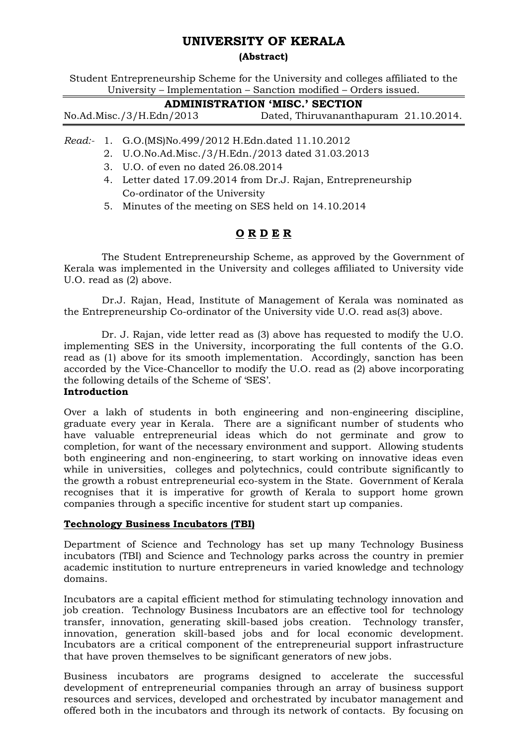# UNIVERSITY OF KERALA

**(Abstract)**

Student Entrepreneurship Scheme for the University and colleges affiliated to the University – Implementation – Sanction modified – Orders issued.

**ADMINISTRATION 'MISC.' SECTION**

No.Ad.Misc./3/H.Edn/2013 Dated, Thiruvananthapuram 21.10.2014.

*Read:-*

1. G.O.(MS)No.499/2012 H.Edn.dated 11.10.2012
2. U.O.No.Ad.Misc./3/H.Edn./2013 dated 31.03.2013
3. U.O. of even no dated 26.08.2014
4. Letter dated 17.09.2014 from Dr.J. Rajan, Entrepreneurship Co-ordinator of the University
5. Minutes of the meeting on SES held on 14.10.2014

## O R D E R

The Student Entrepreneurship Scheme, as approved by the Government of Kerala was implemented in the University and colleges affiliated to University vide U.O. read as (2) above.

Dr.J. Rajan, Head, Institute of Management of Kerala was nominated as the Entrepreneurship Co-ordinator of the University vide U.O. read as(3) above.

Dr. J. Rajan, vide letter read as (3) above has requested to modify the U.O. implementing SES in the University, incorporating the full contents of the G.O. read as (1) above for its smooth implementation. Accordingly, sanction has been accorded by the Vice-Chancellor to modify the U.O. read as (2) above incorporating the following details of the Scheme of 'SES'.

**Introduction**

Over a lakh of students in both engineering and non-engineering discipline, graduate every year in Kerala. There are a significant number of students who have valuable entrepreneurial ideas which do not germinate and grow to completion, for want of the necessary environment and support. Allowing students both engineering and non-engineering, to start working on innovative ideas even while in universities, colleges and polytechnics, could contribute significantly to the growth a robust entrepreneurial eco-system in the State. Government of Kerala recognises that it is imperative for growth of Kerala to support home grown companies through a specific incentive for student start up companies.

**Technology Business Incubators (TBI)**

Department of Science and Technology has set up many Technology Business incubators (TBI) and Science and Technology parks across the country in premier academic institution to nurture entrepreneurs in varied knowledge and technology domains.

Incubators are a capital efficient method for stimulating technology innovation and job creation. Technology Business Incubators are an effective tool for technology transfer, innovation, generating skill-based jobs creation. Technology transfer, innovation, generation skill-based jobs and for local economic development. Incubators are a critical component of the entrepreneurial support infrastructure that have proven themselves to be significant generators of new jobs.

Business incubators are programs designed to accelerate the successful development of entrepreneurial companies through an array of business support resources and services, developed and orchestrated by incubator management and offered both in the incubators and through its network of contacts. By focusing on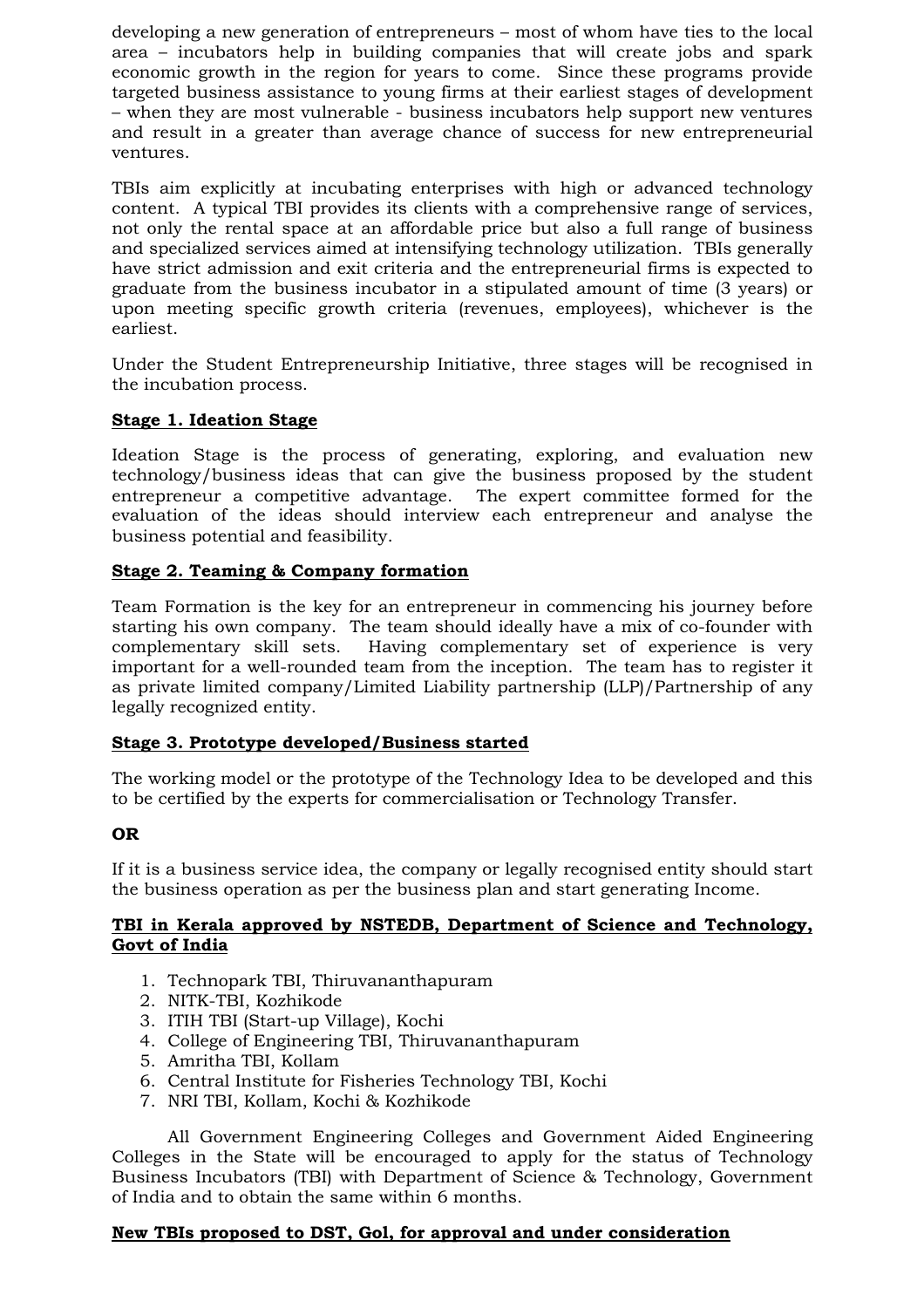developing a new generation of entrepreneurs – most of whom have ties to the local area – incubators help in building companies that will create jobs and spark economic growth in the region for years to come. Since these programs provide targeted business assistance to young firms at their earliest stages of development – when they are most vulnerable - business incubators help support new ventures and result in a greater than average chance of success for new entrepreneurial ventures.

TBIs aim explicitly at incubating enterprises with high or advanced technology content. A typical TBI provides its clients with a comprehensive range of services, not only the rental space at an affordable price but also a full range of business and specialized services aimed at intensifying technology utilization. TBIs generally have strict admission and exit criteria and the entrepreneurial firms is expected to graduate from the business incubator in a stipulated amount of time (3 years) or upon meeting specific growth criteria (revenues, employees), whichever is the earliest.

Under the Student Entrepreneurship Initiative, three stages will be recognised in the incubation process.

**Stage 1. Ideation Stage**

Ideation Stage is the process of generating, exploring, and evaluation new technology/business ideas that can give the business proposed by the student entrepreneur a competitive advantage. The expert committee formed for the evaluation of the ideas should interview each entrepreneur and analyse the business potential and feasibility.

**Stage 2. Teaming & Company formation**

Team Formation is the key for an entrepreneur in commencing his journey before starting his own company. The team should ideally have a mix of co-founder with complementary skill sets. Having complementary set of experience is very important for a well-rounded team from the inception. The team has to register it as private limited company/Limited Liability partnership (LLP)/Partnership of any legally recognized entity.

**Stage 3. Prototype developed/Business started**

The working model or the prototype of the Technology Idea to be developed and this to be certified by the experts for commercialisation or Technology Transfer.

**OR**

If it is a business service idea, the company or legally recognised entity should start the business operation as per the business plan and start generating Income.

**TBI in Kerala approved by NSTEDB, Department of Science and Technology, Govt of India**

1. Technopark TBI, Thiruvananthapuram
2. NITK-TBI, Kozhikode
3. ITIH TBI (Start-up Village), Kochi
4. College of Engineering TBI, Thiruvananthapuram
5. Amritha TBI, Kollam
6. Central Institute for Fisheries Technology TBI, Kochi
7. NRI TBI, Kollam, Kochi & Kozhikode

All Government Engineering Colleges and Government Aided Engineering Colleges in the State will be encouraged to apply for the status of Technology Business Incubators (TBI) with Department of Science & Technology, Government of India and to obtain the same within 6 months.

**New TBIs proposed to DST, GoI, for approval and under consideration**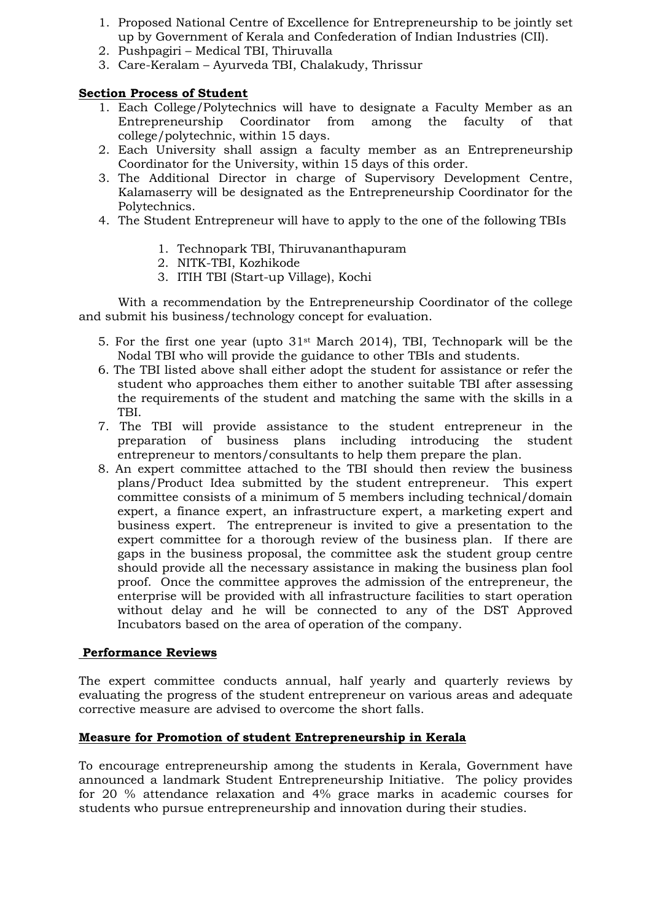1. Proposed National Centre of Excellence for Entrepreneurship to be jointly set up by Government of Kerala and Confederation of Indian Industries (CII).
2. Pushpagiri – Medical TBI, Thiruvalla
3. Care-Keralam – Ayurveda TBI, Chalakudy, Thrissur

**Section Process of Student**

1. Each College/Polytechnics will have to designate a Faculty Member as an Entrepreneurship Coordinator from among the faculty of that college/polytechnic, within 15 days.
2. Each University shall assign a faculty member as an Entrepreneurship Coordinator for the University, within 15 days of this order.
3. The Additional Director in charge of Supervisory Development Centre, Kalamaserry will be designated as the Entrepreneurship Coordinator for the Polytechnics.
4. The Student Entrepreneur will have to apply to the one of the following TBIs

    1. Technopark TBI, Thiruvananthapuram
    2. NITK-TBI, Kozhikode
    3. ITIH TBI (Start-up Village), Kochi

    With a recommendation by the Entrepreneurship Coordinator of the college and submit his business/technology concept for evaluation.

5. For the first one year (upto 31st March 2014), TBI, Technopark will be the Nodal TBI who will provide the guidance to other TBIs and students.
6. The TBI listed above shall either adopt the student for assistance or refer the student who approaches them either to another suitable TBI after assessing the requirements of the student and matching the same with the skills in a TBI.
7. The TBI will provide assistance to the student entrepreneur in the preparation of business plans including introducing the student entrepreneur to mentors/consultants to help them prepare the plan.
8. An expert committee attached to the TBI should then review the business plans/Product Idea submitted by the student entrepreneur. This expert committee consists of a minimum of 5 members including technical/domain expert, a finance expert, an infrastructure expert, a marketing expert and business expert. The entrepreneur is invited to give a presentation to the expert committee for a thorough review of the business plan. If there are gaps in the business proposal, the committee ask the student group centre should provide all the necessary assistance in making the business plan fool proof. Once the committee approves the admission of the entrepreneur, the enterprise will be provided with all infrastructure facilities to start operation without delay and he will be connected to any of the DST Approved Incubators based on the area of operation of the company.

**Performance Reviews**

The expert committee conducts annual, half yearly and quarterly reviews by evaluating the progress of the student entrepreneur on various areas and adequate corrective measure are advised to overcome the short falls.

**Measure for Promotion of student Entrepreneurship in Kerala**

To encourage entrepreneurship among the students in Kerala, Government have announced a landmark Student Entrepreneurship Initiative. The policy provides for 20 % attendance relaxation and 4% grace marks in academic courses for students who pursue entrepreneurship and innovation during their studies.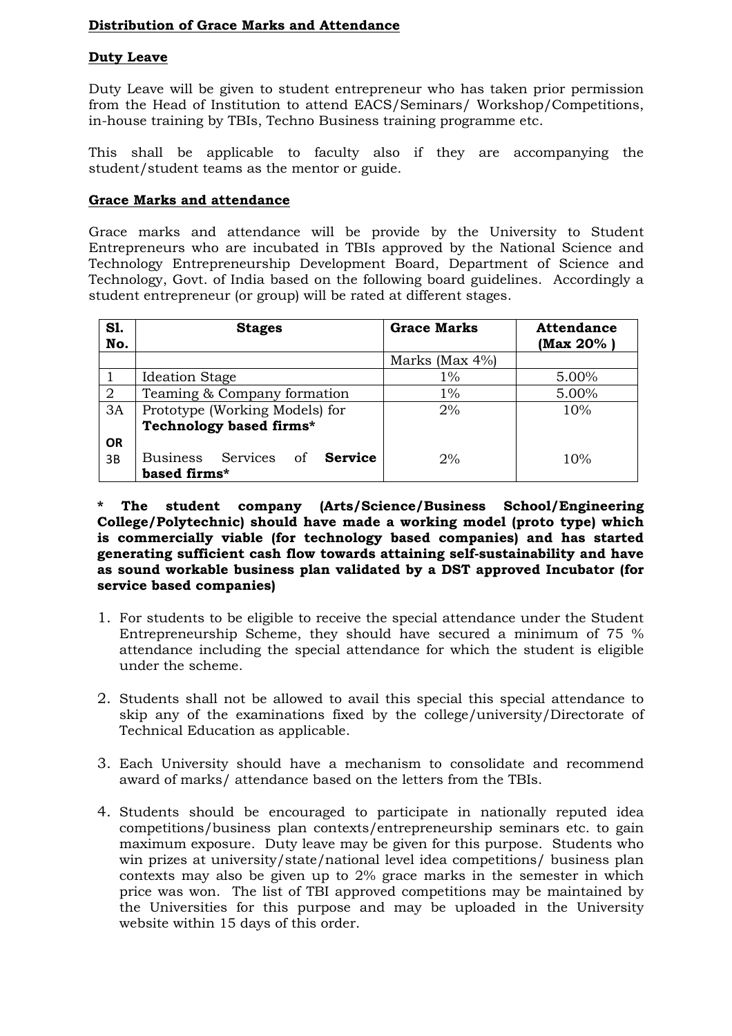**Distribution of Grace Marks and Attendance**

**Duty Leave**

Duty Leave will be given to student entrepreneur who has taken prior permission from the Head of Institution to attend EACS/Seminars/ Workshop/Competitions, in-house training by TBIs, Techno Business training programme etc.

This shall be applicable to faculty also if they are accompanying the student/student teams as the mentor or guide.

**Grace Marks and attendance**

Grace marks and attendance will be provide by the University to Student Entrepreneurs who are incubated in TBIs approved by the National Science and Technology Entrepreneurship Development Board, Department of Science and Technology, Govt. of India based on the following board guidelines. Accordingly a student entrepreneur (or group) will be rated at different stages.

| Sl. No. | Stages | Grace Marks | Attendance (Max 20% ) |
|---|---|---|---|
| | | Marks (Max 4%) | |
| 1 | Ideation Stage | 1% | 5.00% |
| 2 | Teaming & Company formation | 1% | 5.00% |
| 3A | Prototype (Working Models) for **Technology based firms*** | 2% | 10% |
| OR | | | |
| 3B | Business Services of **Service based firms*** | 2% | 10% |

**\* The student company (Arts/Science/Business School/Engineering College/Polytechnic) should have made a working model (proto type) which is commercially viable (for technology based companies) and has started generating sufficient cash flow towards attaining self-sustainability and have as sound workable business plan validated by a DST approved Incubator (for service based companies)**

1. For students to be eligible to receive the special attendance under the Student Entrepreneurship Scheme, they should have secured a minimum of 75 % attendance including the special attendance for which the student is eligible under the scheme.

2. Students shall not be allowed to avail this special this special attendance to skip any of the examinations fixed by the college/university/Directorate of Technical Education as applicable.

3. Each University should have a mechanism to consolidate and recommend award of marks/ attendance based on the letters from the TBIs.

4. Students should be encouraged to participate in nationally reputed idea competitions/business plan contexts/entrepreneurship seminars etc. to gain maximum exposure. Duty leave may be given for this purpose. Students who win prizes at university/state/national level idea competitions/ business plan contexts may also be given up to 2% grace marks in the semester in which price was won. The list of TBI approved competitions may be maintained by the Universities for this purpose and may be uploaded in the University website within 15 days of this order.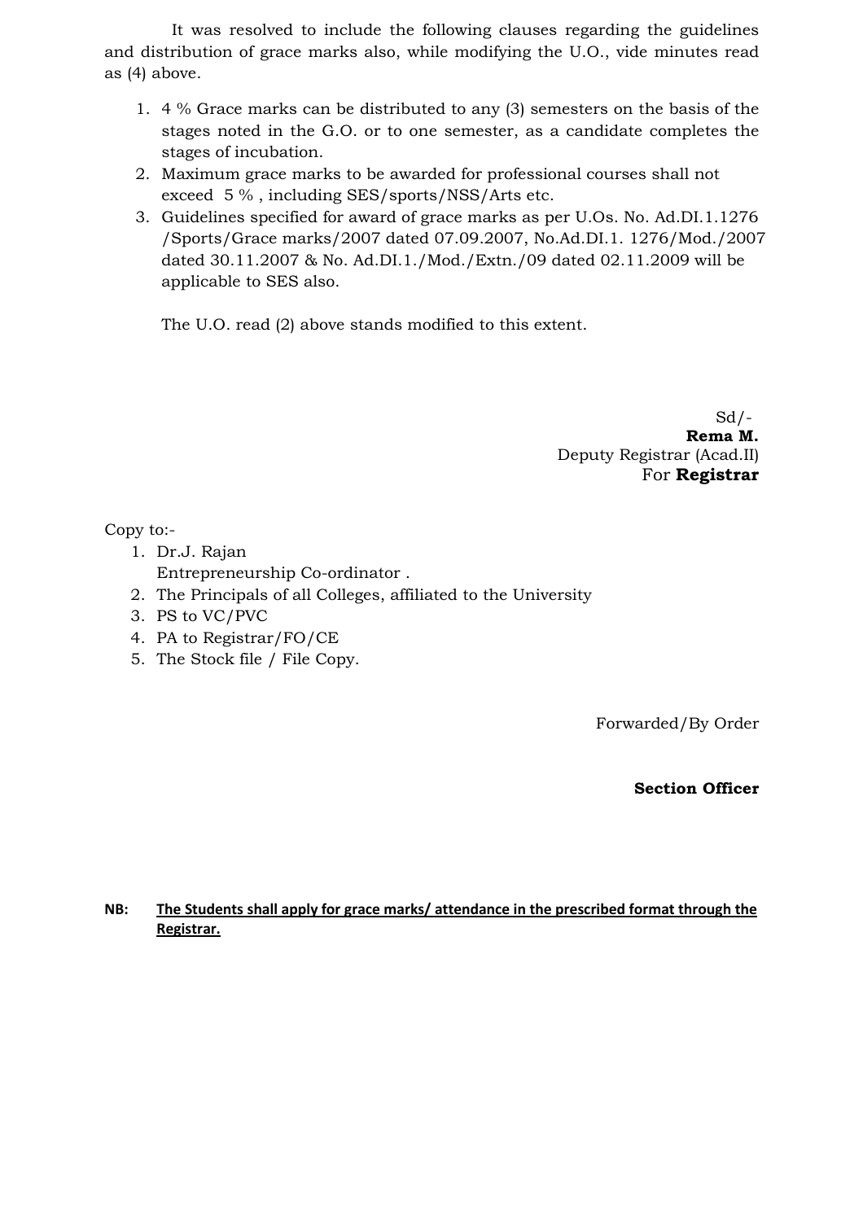It was resolved to include the following clauses regarding the guidelines and distribution of grace marks also, while modifying the U.O., vide minutes read as (4) above.

1. 4 % Grace marks can be distributed to any (3) semesters on the basis of the stages noted in the G.O. or to one semester, as a candidate completes the stages of incubation.
2. Maximum grace marks to be awarded for professional courses shall not exceed 5 % , including SES/sports/NSS/Arts etc.
3. Guidelines specified for award of grace marks as per U.Os. No. Ad.DI.1.1276 /Sports/Grace marks/2007 dated 07.09.2007, No.Ad.DI.1. 1276/Mod./2007 dated 30.11.2007 & No. Ad.DI.1./Mod./Extn./09 dated 02.11.2009 will be applicable to SES also.

The U.O. read (2) above stands modified to this extent.

Sd/-
**Rema M.**
Deputy Registrar (Acad.II)
For **Registrar**

Copy to:-

1. Dr.J. Rajan
   Entrepreneurship Co-ordinator .
2. The Principals of all Colleges, affiliated to the University
3. PS to VC/PVC
4. PA to Registrar/FO/CE
5. The Stock file / File Copy.

Forwarded/By Order

**Section Officer**

**NB:** **<u>The Students shall apply for grace marks/ attendance in the prescribed format through the Registrar.</u>**